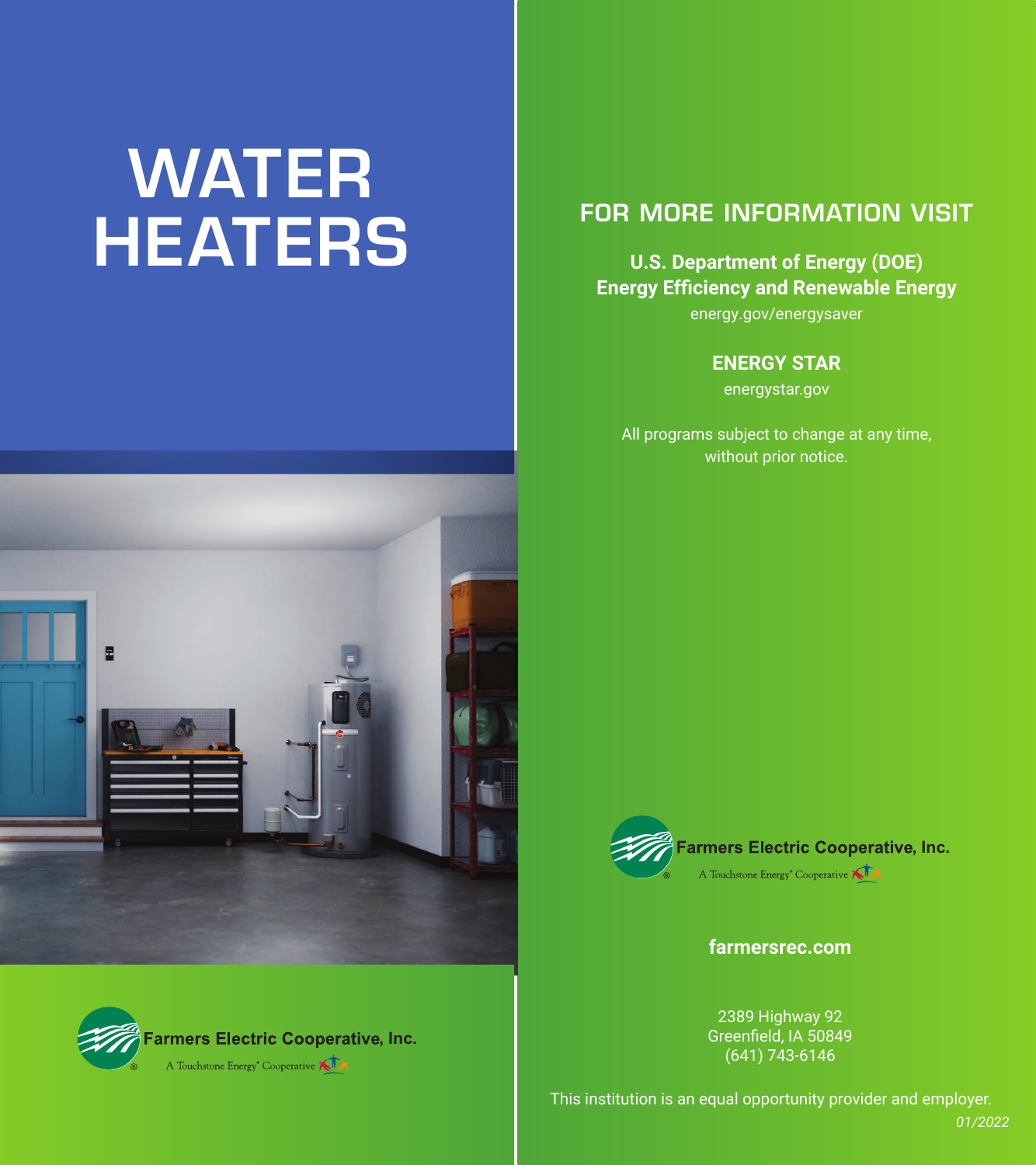# WATER HEATERS

Farmers Electric Cooperative, Inc.

A Touchstone Energy® Cooperative

## FOR MORE INFORMATION VISIT

**U.S. Department of Energy (DOE)**
**Energy Efficiency and Renewable Energy**
energy.gov/energysaver

**ENERGY STAR**
energystar.gov

All programs subject to change at any time, without prior notice.

Farmers Electric Cooperative, Inc.

A Touchstone Energy® Cooperative

**farmersrec.com**

2389 Highway 92
Greenfield, IA 50849
(641) 743-6146

This institution is an equal opportunity provider and employer.

*01/2022*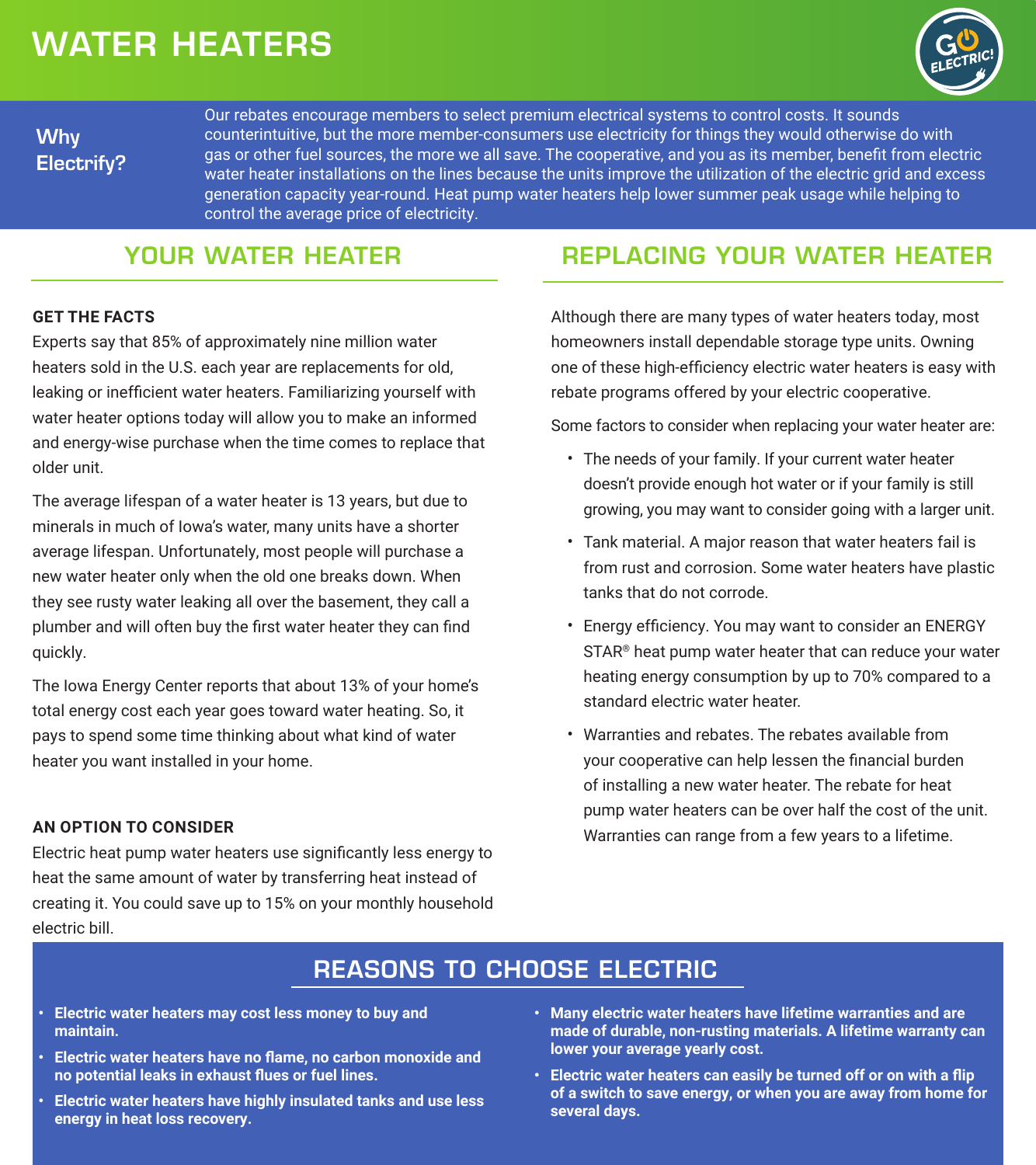# WATER HEATERS

**Why Electrify?**

Our rebates encourage members to select premium electrical systems to control costs. It sounds counterintuitive, but the more member-consumers use electricity for things they would otherwise do with gas or other fuel sources, the more we all save. The cooperative, and you as its member, benefit from electric water heater installations on the lines because the units improve the utilization of the electric grid and excess generation capacity year-round. Heat pump water heaters help lower summer peak usage while helping to control the average price of electricity.

## YOUR WATER HEATER

**GET THE FACTS**

Experts say that 85% of approximately nine million water heaters sold in the U.S. each year are replacements for old, leaking or inefficient water heaters. Familiarizing yourself with water heater options today will allow you to make an informed and energy-wise purchase when the time comes to replace that older unit.

The average lifespan of a water heater is 13 years, but due to minerals in much of Iowa's water, many units have a shorter average lifespan. Unfortunately, most people will purchase a new water heater only when the old one breaks down. When they see rusty water leaking all over the basement, they call a plumber and will often buy the first water heater they can find quickly.

The Iowa Energy Center reports that about 13% of your home's total energy cost each year goes toward water heating. So, it pays to spend some time thinking about what kind of water heater you want installed in your home.

**AN OPTION TO CONSIDER**

Electric heat pump water heaters use significantly less energy to heat the same amount of water by transferring heat instead of creating it. You could save up to 15% on your monthly household electric bill.

## REPLACING YOUR WATER HEATER

Although there are many types of water heaters today, most homeowners install dependable storage type units. Owning one of these high-efficiency electric water heaters is easy with rebate programs offered by your electric cooperative.

Some factors to consider when replacing your water heater are:

- The needs of your family. If your current water heater doesn't provide enough hot water or if your family is still growing, you may want to consider going with a larger unit.
- Tank material. A major reason that water heaters fail is from rust and corrosion. Some water heaters have plastic tanks that do not corrode.
- Energy efficiency. You may want to consider an ENERGY STAR® heat pump water heater that can reduce your water heating energy consumption by up to 70% compared to a standard electric water heater.
- Warranties and rebates. The rebates available from your cooperative can help lessen the financial burden of installing a new water heater. The rebate for heat pump water heaters can be over half the cost of the unit. Warranties can range from a few years to a lifetime.

## REASONS TO CHOOSE ELECTRIC

- **Electric water heaters may cost less money to buy and maintain.**
- **Electric water heaters have no flame, no carbon monoxide and no potential leaks in exhaust flues or fuel lines.**
- **Electric water heaters have highly insulated tanks and use less energy in heat loss recovery.**
- **Many electric water heaters have lifetime warranties and are made of durable, non-rusting materials. A lifetime warranty can lower your average yearly cost.**
- **Electric water heaters can easily be turned off or on with a flip of a switch to save energy, or when you are away from home for several days.**